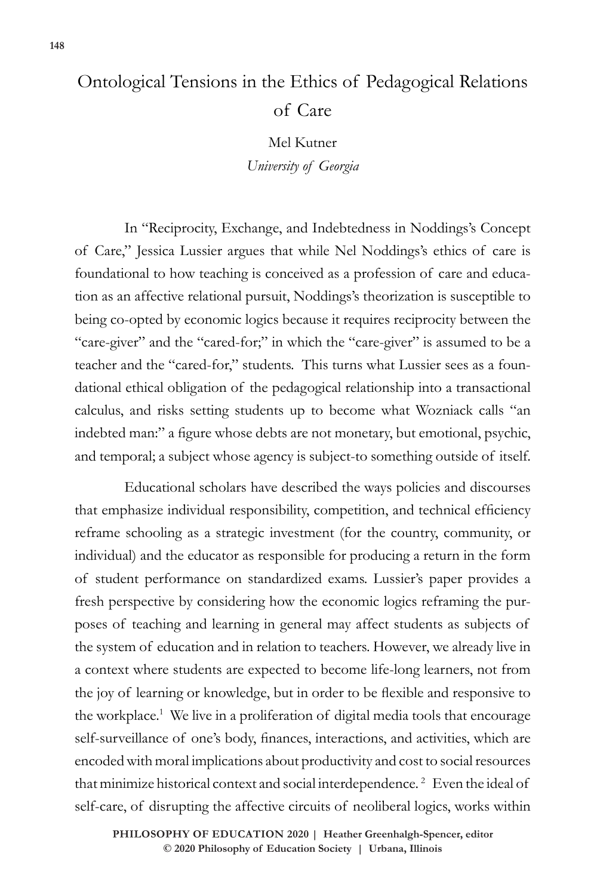# Ontological Tensions in the Ethics of Pedagogical Relations of Care

Mel Kutner
*University of Georgia*

In "Reciprocity, Exchange, and Indebtedness in Noddings's Concept of Care," Jessica Lussier argues that while Nel Noddings's ethics of care is foundational to how teaching is conceived as a profession of care and education as an affective relational pursuit, Noddings's theorization is susceptible to being co-opted by economic logics because it requires reciprocity between the "care-giver" and the "cared-for;" in which the "care-giver" is assumed to be a teacher and the "cared-for," students. This turns what Lussier sees as a foundational ethical obligation of the pedagogical relationship into a transactional calculus, and risks setting students up to become what Wozniack calls "an indebted man:" a figure whose debts are not monetary, but emotional, psychic, and temporal; a subject whose agency is subject-to something outside of itself.

Educational scholars have described the ways policies and discourses that emphasize individual responsibility, competition, and technical efficiency reframe schooling as a strategic investment (for the country, community, or individual) and the educator as responsible for producing a return in the form of student performance on standardized exams. Lussier's paper provides a fresh perspective by considering how the economic logics reframing the purposes of teaching and learning in general may affect students as subjects of the system of education and in relation to teachers. However, we already live in a context where students are expected to become life-long learners, not from the joy of learning or knowledge, but in order to be flexible and responsive to the workplace.[1] We live in a proliferation of digital media tools that encourage self-surveillance of one's body, finances, interactions, and activities, which are encoded with moral implications about productivity and cost to social resources that minimize historical context and social interdependence.[2] Even the ideal of self-care, of disrupting the affective circuits of neoliberal logics, works within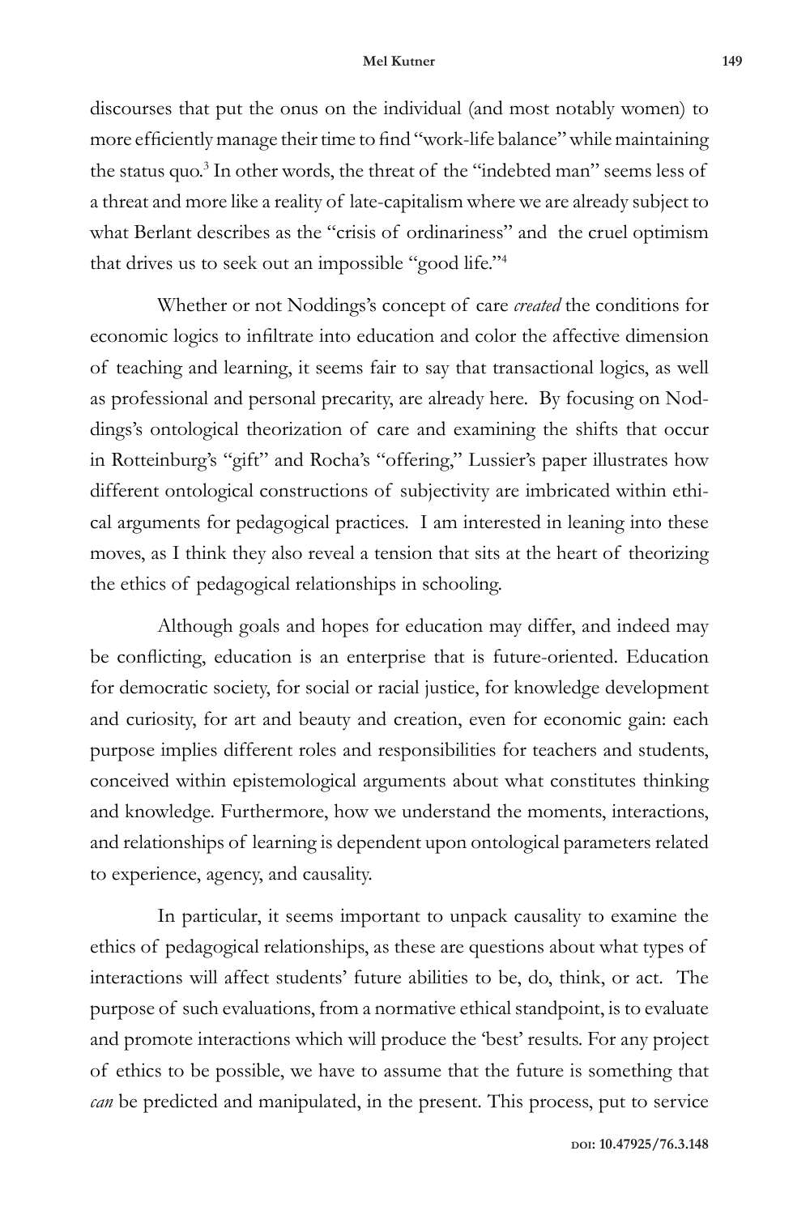discourses that put the onus on the individual (and most notably women) to more efficiently manage their time to find "work-life balance" while maintaining the status quo.[3] In other words, the threat of the "indebted man" seems less of a threat and more like a reality of late-capitalism where we are already subject to what Berlant describes as the "crisis of ordinariness" and the cruel optimism that drives us to seek out an impossible "good life."[4]

Whether or not Noddings's concept of care *created* the conditions for economic logics to infiltrate into education and color the affective dimension of teaching and learning, it seems fair to say that transactional logics, as well as professional and personal precarity, are already here. By focusing on Noddings's ontological theorization of care and examining the shifts that occur in Rotteinburg's "gift" and Rocha's "offering," Lussier's paper illustrates how different ontological constructions of subjectivity are imbricated within ethical arguments for pedagogical practices. I am interested in leaning into these moves, as I think they also reveal a tension that sits at the heart of theorizing the ethics of pedagogical relationships in schooling.

Although goals and hopes for education may differ, and indeed may be conflicting, education is an enterprise that is future-oriented. Education for democratic society, for social or racial justice, for knowledge development and curiosity, for art and beauty and creation, even for economic gain: each purpose implies different roles and responsibilities for teachers and students, conceived within epistemological arguments about what constitutes thinking and knowledge. Furthermore, how we understand the moments, interactions, and relationships of learning is dependent upon ontological parameters related to experience, agency, and causality.

In particular, it seems important to unpack causality to examine the ethics of pedagogical relationships, as these are questions about what types of interactions will affect students' future abilities to be, do, think, or act. The purpose of such evaluations, from a normative ethical standpoint, is to evaluate and promote interactions which will produce the 'best' results. For any project of ethics to be possible, we have to assume that the future is something that *can* be predicted and manipulated, in the present. This process, put to service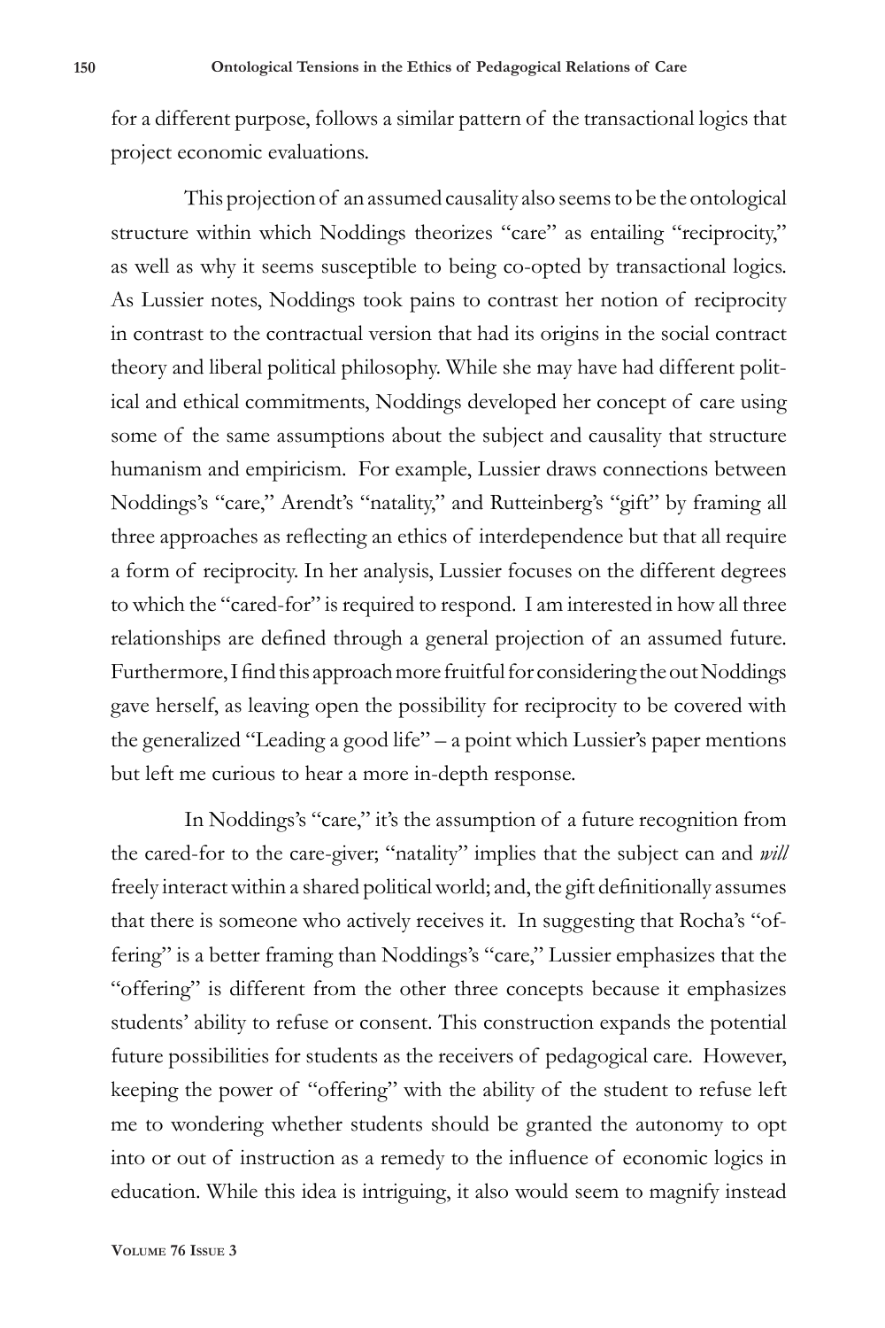for a different purpose, follows a similar pattern of the transactional logics that project economic evaluations.

This projection of an assumed causality also seems to be the ontological structure within which Noddings theorizes "care" as entailing "reciprocity," as well as why it seems susceptible to being co-opted by transactional logics. As Lussier notes, Noddings took pains to contrast her notion of reciprocity in contrast to the contractual version that had its origins in the social contract theory and liberal political philosophy. While she may have had different political and ethical commitments, Noddings developed her concept of care using some of the same assumptions about the subject and causality that structure humanism and empiricism. For example, Lussier draws connections between Noddings's "care," Arendt's "natality," and Rutteinberg's "gift" by framing all three approaches as reflecting an ethics of interdependence but that all require a form of reciprocity. In her analysis, Lussier focuses on the different degrees to which the "cared-for" is required to respond. I am interested in how all three relationships are defined through a general projection of an assumed future. Furthermore, I find this approach more fruitful for considering the out Noddings gave herself, as leaving open the possibility for reciprocity to be covered with the generalized "Leading a good life" – a point which Lussier's paper mentions but left me curious to hear a more in-depth response.

In Noddings's "care," it's the assumption of a future recognition from the cared-for to the care-giver; "natality" implies that the subject can and *will* freely interact within a shared political world; and, the gift definitionally assumes that there is someone who actively receives it. In suggesting that Rocha's "offering" is a better framing than Noddings's "care," Lussier emphasizes that the "offering" is different from the other three concepts because it emphasizes students' ability to refuse or consent. This construction expands the potential future possibilities for students as the receivers of pedagogical care. However, keeping the power of "offering" with the ability of the student to refuse left me to wondering whether students should be granted the autonomy to opt into or out of instruction as a remedy to the influence of economic logics in education. While this idea is intriguing, it also would seem to magnify instead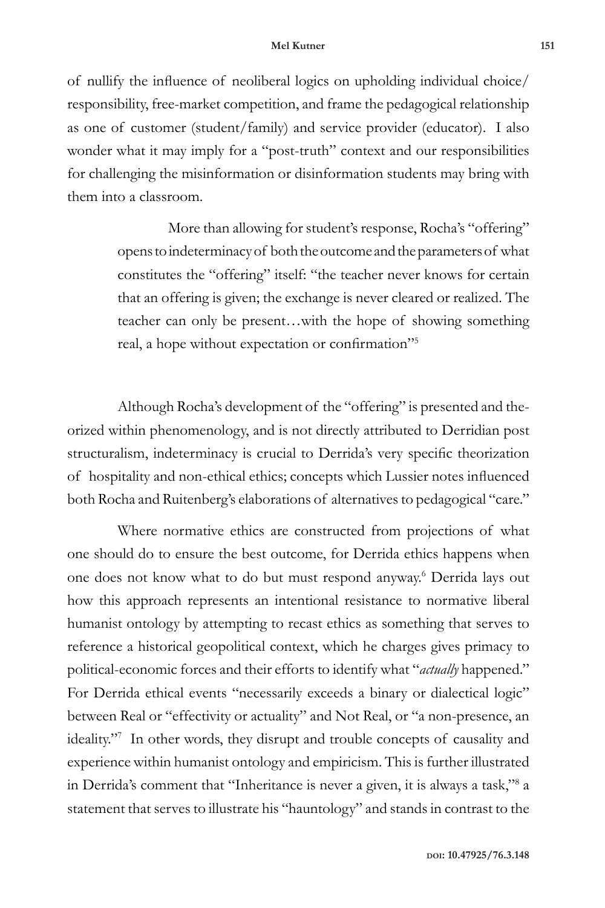of nullify the influence of neoliberal logics on upholding individual choice/ responsibility, free-market competition, and frame the pedagogical relationship as one of customer (student/family) and service provider (educator). I also wonder what it may imply for a "post-truth" context and our responsibilities for challenging the misinformation or disinformation students may bring with them into a classroom.

> More than allowing for student's response, Rocha's "offering" opens to indeterminacy of both the outcome and the parameters of what constitutes the "offering" itself: "the teacher never knows for certain that an offering is given; the exchange is never cleared or realized. The teacher can only be present…with the hope of showing something real, a hope without expectation or confirmation"[5]

Although Rocha's development of the "offering" is presented and theorized within phenomenology, and is not directly attributed to Derridian post structuralism, indeterminacy is crucial to Derrida's very specific theorization of hospitality and non-ethical ethics; concepts which Lussier notes influenced both Rocha and Ruitenberg's elaborations of alternatives to pedagogical "care."

Where normative ethics are constructed from projections of what one should do to ensure the best outcome, for Derrida ethics happens when one does not know what to do but must respond anyway.[6] Derrida lays out how this approach represents an intentional resistance to normative liberal humanist ontology by attempting to recast ethics as something that serves to reference a historical geopolitical context, which he charges gives primacy to political-economic forces and their efforts to identify what "*actually* happened." For Derrida ethical events "necessarily exceeds a binary or dialectical logic" between Real or "effectivity or actuality" and Not Real, or "a non-presence, an ideality."[7] In other words, they disrupt and trouble concepts of causality and experience within humanist ontology and empiricism. This is further illustrated in Derrida's comment that "Inheritance is never a given, it is always a task,"[8] a statement that serves to illustrate his "hauntology" and stands in contrast to the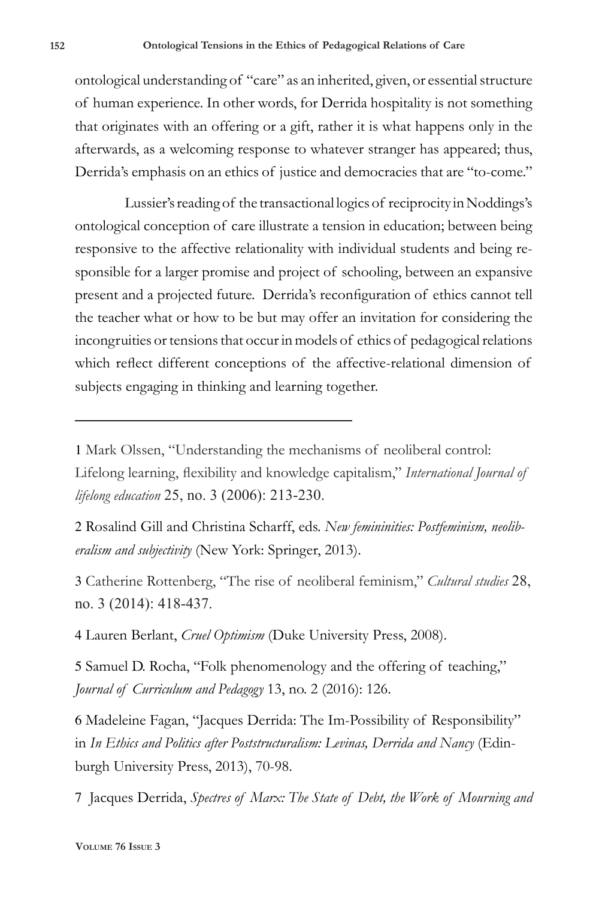ontological understanding of "care" as an inherited, given, or essential structure of human experience. In other words, for Derrida hospitality is not something that originates with an offering or a gift, rather it is what happens only in the afterwards, as a welcoming response to whatever stranger has appeared; thus, Derrida's emphasis on an ethics of justice and democracies that are "to-come."

Lussier's reading of the transactional logics of reciprocity in Noddings's ontological conception of care illustrate a tension in education; between being responsive to the affective relationality with individual students and being responsible for a larger promise and project of schooling, between an expansive present and a projected future. Derrida's reconfiguration of ethics cannot tell the teacher what or how to be but may offer an invitation for considering the incongruities or tensions that occur in models of ethics of pedagogical relations which reflect different conceptions of the affective-relational dimension of subjects engaging in thinking and learning together.

---

1 Mark Olssen, "Understanding the mechanisms of neoliberal control: Lifelong learning, flexibility and knowledge capitalism," *International Journal of lifelong education* 25, no. 3 (2006): 213-230.

2 Rosalind Gill and Christina Scharff, eds. *New femininities: Postfeminism, neoliberalism and subjectivity* (New York: Springer, 2013).

3 Catherine Rottenberg, "The rise of neoliberal feminism," *Cultural studies* 28, no. 3 (2014): 418-437.

4 Lauren Berlant, *Cruel Optimism* (Duke University Press, 2008).

5 Samuel D. Rocha, "Folk phenomenology and the offering of teaching," *Journal of Curriculum and Pedagogy* 13, no. 2 (2016): 126.

6 Madeleine Fagan, "Jacques Derrida: The Im-Possibility of Responsibility" in *In Ethics and Politics after Poststructuralism: Levinas, Derrida and Nancy* (Edinburgh University Press, 2013), 70-98.

7 Jacques Derrida, *Spectres of Marx: The State of Debt, the Work of Mourning and*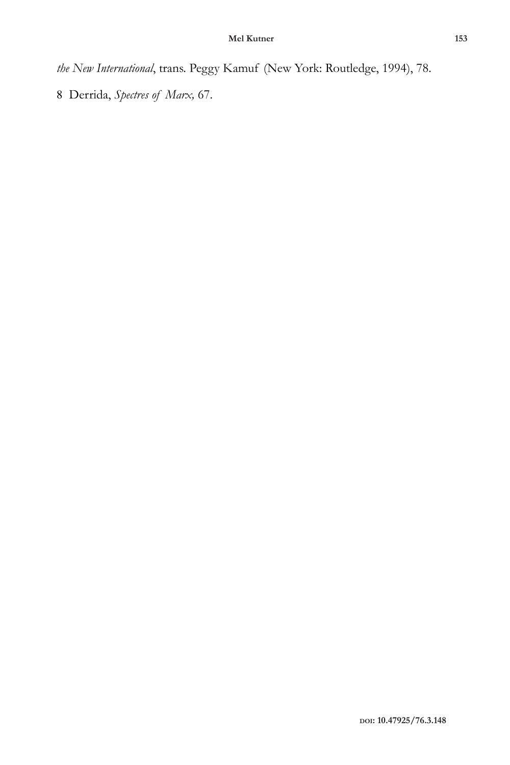*the New International*, trans. Peggy Kamuf (New York: Routledge, 1994), 78.

8 Derrida, *Spectres of Marx,* 67.